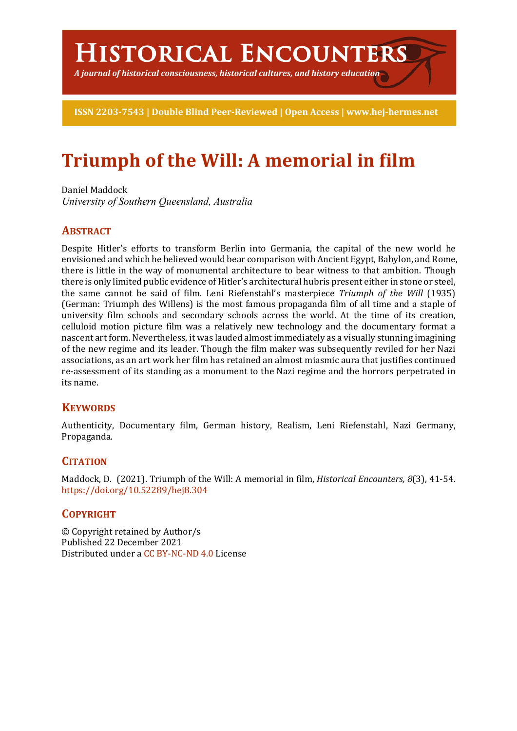# Historical Encounters

*A journal of historical consciousness, historical cultures, and history education*

**ISSN 2203-7543 | Double Blind Peer-Reviewed | Open Access | www.hej-hermes.net**

# Triumph of the Will: A memorial in film

Daniel Maddock
*University of Southern Queensland, Australia*

## Abstract

Despite Hitler's efforts to transform Berlin into Germania, the capital of the new world he envisioned and which he believed would bear comparison with Ancient Egypt, Babylon, and Rome, there is little in the way of monumental architecture to bear witness to that ambition. Though there is only limited public evidence of Hitler's architectural hubris present either in stone or steel, the same cannot be said of film. Leni Riefenstahl's masterpiece *Triumph of the Will* (1935) (German: Triumph des Willens) is the most famous propaganda film of all time and a staple of university film schools and secondary schools across the world. At the time of its creation, celluloid motion picture film was a relatively new technology and the documentary format a nascent art form. Nevertheless, it was lauded almost immediately as a visually stunning imagining of the new regime and its leader. Though the film maker was subsequently reviled for her Nazi associations, as an art work her film has retained an almost miasmic aura that justifies continued re-assessment of its standing as a monument to the Nazi regime and the horrors perpetrated in its name.

## Keywords

Authenticity, Documentary film, German history, Realism, Leni Riefenstahl, Nazi Germany, Propaganda.

## Citation

Maddock, D. (2021). Triumph of the Will: A memorial in film, *Historical Encounters, 8*(3), 41-54. https://doi.org/10.52289/hej8.304

## Copyright

© Copyright retained by Author/s
Published 22 December 2021
Distributed under a CC BY-NC-ND 4.0 License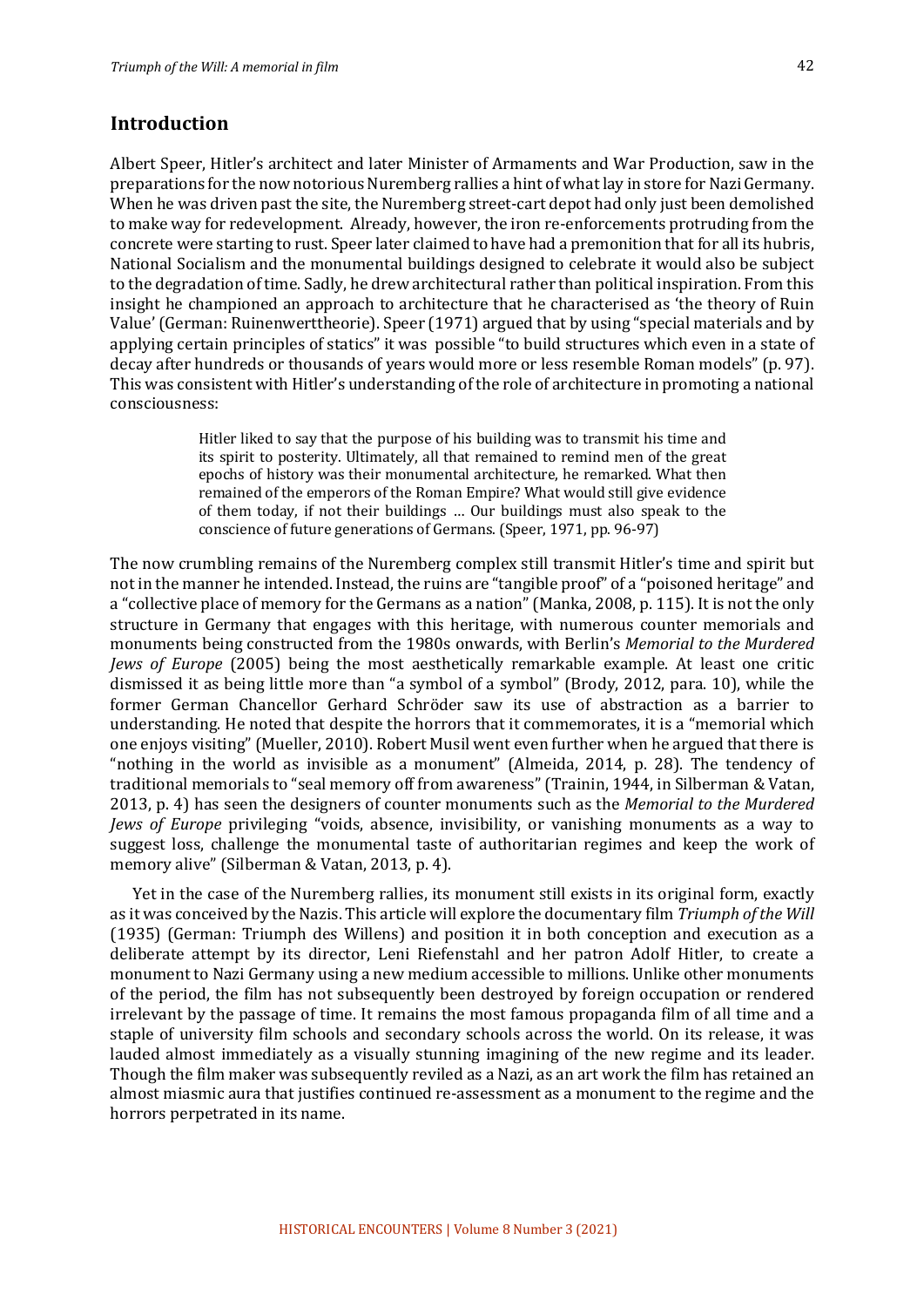## Introduction

Albert Speer, Hitler's architect and later Minister of Armaments and War Production, saw in the preparations for the now notorious Nuremberg rallies a hint of what lay in store for Nazi Germany. When he was driven past the site, the Nuremberg street-cart depot had only just been demolished to make way for redevelopment. Already, however, the iron re-enforcements protruding from the concrete were starting to rust. Speer later claimed to have had a premonition that for all its hubris, National Socialism and the monumental buildings designed to celebrate it would also be subject to the degradation of time. Sadly, he drew architectural rather than political inspiration. From this insight he championed an approach to architecture that he characterised as 'the theory of Ruin Value' (German: Ruinenwerttheorie). Speer (1971) argued that by using "special materials and by applying certain principles of statics" it was possible "to build structures which even in a state of decay after hundreds or thousands of years would more or less resemble Roman models" (p. 97). This was consistent with Hitler's understanding of the role of architecture in promoting a national consciousness:

> Hitler liked to say that the purpose of his building was to transmit his time and its spirit to posterity. Ultimately, all that remained to remind men of the great epochs of history was their monumental architecture, he remarked. What then remained of the emperors of the Roman Empire? What would still give evidence of them today, if not their buildings … Our buildings must also speak to the conscience of future generations of Germans. (Speer, 1971, pp. 96-97)

The now crumbling remains of the Nuremberg complex still transmit Hitler's time and spirit but not in the manner he intended. Instead, the ruins are "tangible proof" of a "poisoned heritage" and a "collective place of memory for the Germans as a nation" (Manka, 2008, p. 115). It is not the only structure in Germany that engages with this heritage, with numerous counter memorials and monuments being constructed from the 1980s onwards, with Berlin's *Memorial to the Murdered Jews of Europe* (2005) being the most aesthetically remarkable example. At least one critic dismissed it as being little more than "a symbol of a symbol" (Brody, 2012, para. 10), while the former German Chancellor Gerhard Schröder saw its use of abstraction as a barrier to understanding. He noted that despite the horrors that it commemorates, it is a "memorial which one enjoys visiting" (Mueller, 2010). Robert Musil went even further when he argued that there is "nothing in the world as invisible as a monument" (Almeida, 2014, p. 28). The tendency of traditional memorials to "seal memory off from awareness" (Trainin, 1944, in Silberman & Vatan, 2013, p. 4) has seen the designers of counter monuments such as the *Memorial to the Murdered Jews of Europe* privileging "voids, absence, invisibility, or vanishing monuments as a way to suggest loss, challenge the monumental taste of authoritarian regimes and keep the work of memory alive" (Silberman & Vatan, 2013, p. 4).

Yet in the case of the Nuremberg rallies, its monument still exists in its original form, exactly as it was conceived by the Nazis. This article will explore the documentary film *Triumph of the Will* (1935) (German: Triumph des Willens) and position it in both conception and execution as a deliberate attempt by its director, Leni Riefenstahl and her patron Adolf Hitler, to create a monument to Nazi Germany using a new medium accessible to millions. Unlike other monuments of the period, the film has not subsequently been destroyed by foreign occupation or rendered irrelevant by the passage of time. It remains the most famous propaganda film of all time and a staple of university film schools and secondary schools across the world. On its release, it was lauded almost immediately as a visually stunning imagining of the new regime and its leader. Though the film maker was subsequently reviled as a Nazi, as an art work the film has retained an almost miasmic aura that justifies continued re-assessment as a monument to the regime and the horrors perpetrated in its name.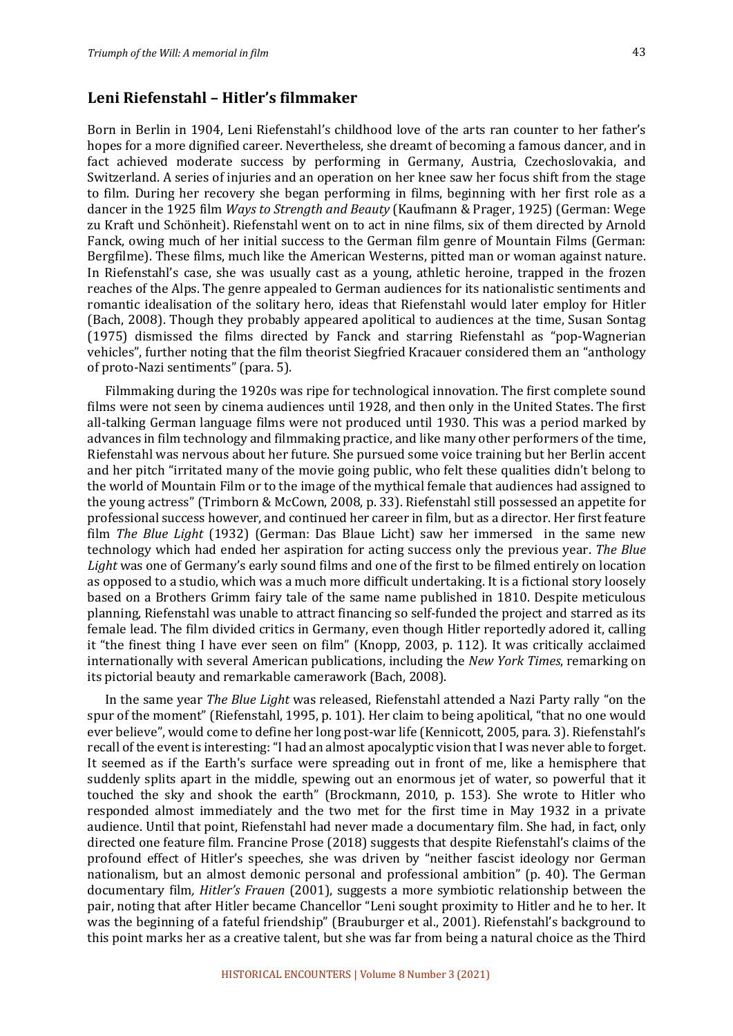## Leni Riefenstahl – Hitler's filmmaker

Born in Berlin in 1904, Leni Riefenstahl's childhood love of the arts ran counter to her father's hopes for a more dignified career. Nevertheless, she dreamt of becoming a famous dancer, and in fact achieved moderate success by performing in Germany, Austria, Czechoslovakia, and Switzerland. A series of injuries and an operation on her knee saw her focus shift from the stage to film. During her recovery she began performing in films, beginning with her first role as a dancer in the 1925 film *Ways to Strength and Beauty* (Kaufmann & Prager, 1925) (German: Wege zu Kraft und Schönheit). Riefenstahl went on to act in nine films, six of them directed by Arnold Fanck, owing much of her initial success to the German film genre of Mountain Films (German: Bergfilme). These films, much like the American Westerns, pitted man or woman against nature. In Riefenstahl's case, she was usually cast as a young, athletic heroine, trapped in the frozen reaches of the Alps. The genre appealed to German audiences for its nationalistic sentiments and romantic idealisation of the solitary hero, ideas that Riefenstahl would later employ for Hitler (Bach, 2008). Though they probably appeared apolitical to audiences at the time, Susan Sontag (1975) dismissed the films directed by Fanck and starring Riefenstahl as "pop-Wagnerian vehicles", further noting that the film theorist Siegfried Kracauer considered them an "anthology of proto-Nazi sentiments" (para. 5).

Filmmaking during the 1920s was ripe for technological innovation. The first complete sound films were not seen by cinema audiences until 1928, and then only in the United States. The first all-talking German language films were not produced until 1930. This was a period marked by advances in film technology and filmmaking practice, and like many other performers of the time, Riefenstahl was nervous about her future. She pursued some voice training but her Berlin accent and her pitch "irritated many of the movie going public, who felt these qualities didn't belong to the world of Mountain Film or to the image of the mythical female that audiences had assigned to the young actress" (Trimborn & McCown, 2008, p. 33). Riefenstahl still possessed an appetite for professional success however, and continued her career in film, but as a director. Her first feature film *The Blue Light* (1932) (German: Das Blaue Licht) saw her immersed in the same new technology which had ended her aspiration for acting success only the previous year. *The Blue Light* was one of Germany's early sound films and one of the first to be filmed entirely on location as opposed to a studio, which was a much more difficult undertaking. It is a fictional story loosely based on a Brothers Grimm fairy tale of the same name published in 1810. Despite meticulous planning, Riefenstahl was unable to attract financing so self-funded the project and starred as its female lead. The film divided critics in Germany, even though Hitler reportedly adored it, calling it "the finest thing I have ever seen on film" (Knopp, 2003, p. 112). It was critically acclaimed internationally with several American publications, including the *New York Times*, remarking on its pictorial beauty and remarkable camerawork (Bach, 2008).

In the same year *The Blue Light* was released, Riefenstahl attended a Nazi Party rally "on the spur of the moment" (Riefenstahl, 1995, p. 101). Her claim to being apolitical, "that no one would ever believe", would come to define her long post-war life (Kennicott, 2005, para. 3). Riefenstahl's recall of the event is interesting: "I had an almost apocalyptic vision that I was never able to forget. It seemed as if the Earth's surface were spreading out in front of me, like a hemisphere that suddenly splits apart in the middle, spewing out an enormous jet of water, so powerful that it touched the sky and shook the earth" (Brockmann, 2010, p. 153). She wrote to Hitler who responded almost immediately and the two met for the first time in May 1932 in a private audience. Until that point, Riefenstahl had never made a documentary film. She had, in fact, only directed one feature film. Francine Prose (2018) suggests that despite Riefenstahl's claims of the profound effect of Hitler's speeches, she was driven by "neither fascist ideology nor German nationalism, but an almost demonic personal and professional ambition" (p. 40). The German documentary film*, Hitler's Frauen* (2001), suggests a more symbiotic relationship between the pair, noting that after Hitler became Chancellor "Leni sought proximity to Hitler and he to her. It was the beginning of a fateful friendship" (Brauburger et al., 2001). Riefenstahl's background to this point marks her as a creative talent, but she was far from being a natural choice as the Third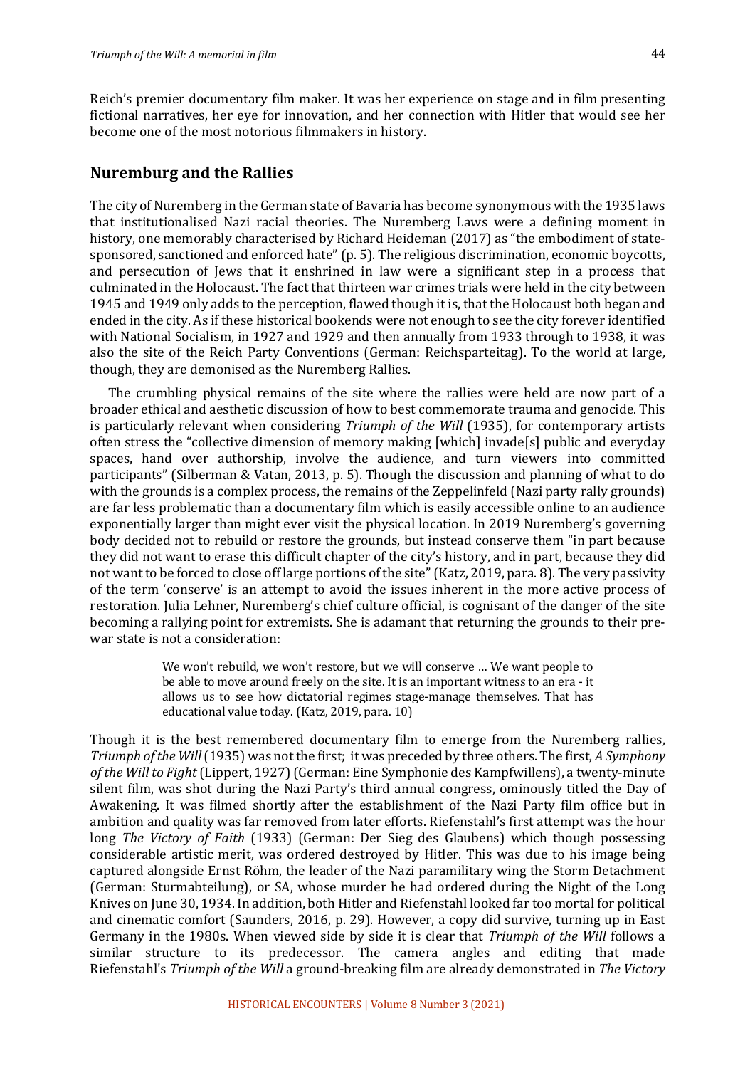Reich's premier documentary film maker. It was her experience on stage and in film presenting fictional narratives, her eye for innovation, and her connection with Hitler that would see her become one of the most notorious filmmakers in history.

## Nuremburg and the Rallies

The city of Nuremberg in the German state of Bavaria has become synonymous with the 1935 laws that institutionalised Nazi racial theories. The Nuremberg Laws were a defining moment in history, one memorably characterised by Richard Heideman (2017) as "the embodiment of state-sponsored, sanctioned and enforced hate" (p. 5). The religious discrimination, economic boycotts, and persecution of Jews that it enshrined in law were a significant step in a process that culminated in the Holocaust. The fact that thirteen war crimes trials were held in the city between 1945 and 1949 only adds to the perception, flawed though it is, that the Holocaust both began and ended in the city. As if these historical bookends were not enough to see the city forever identified with National Socialism, in 1927 and 1929 and then annually from 1933 through to 1938, it was also the site of the Reich Party Conventions (German: Reichsparteitag). To the world at large, though, they are demonised as the Nuremberg Rallies.

The crumbling physical remains of the site where the rallies were held are now part of a broader ethical and aesthetic discussion of how to best commemorate trauma and genocide. This is particularly relevant when considering *Triumph of the Will* (1935), for contemporary artists often stress the "collective dimension of memory making [which] invade[s] public and everyday spaces, hand over authorship, involve the audience, and turn viewers into committed participants" (Silberman & Vatan, 2013, p. 5). Though the discussion and planning of what to do with the grounds is a complex process, the remains of the Zeppelinfeld (Nazi party rally grounds) are far less problematic than a documentary film which is easily accessible online to an audience exponentially larger than might ever visit the physical location. In 2019 Nuremberg's governing body decided not to rebuild or restore the grounds, but instead conserve them "in part because they did not want to erase this difficult chapter of the city's history, and in part, because they did not want to be forced to close off large portions of the site" (Katz, 2019, para. 8). The very passivity of the term 'conserve' is an attempt to avoid the issues inherent in the more active process of restoration. Julia Lehner, Nuremberg's chief culture official, is cognisant of the danger of the site becoming a rallying point for extremists. She is adamant that returning the grounds to their pre-war state is not a consideration:

> We won't rebuild, we won't restore, but we will conserve … We want people to be able to move around freely on the site. It is an important witness to an era - it allows us to see how dictatorial regimes stage-manage themselves. That has educational value today. (Katz, 2019, para. 10)

Though it is the best remembered documentary film to emerge from the Nuremberg rallies, *Triumph of the Will* (1935) was not the first; it was preceded by three others. The first, *A Symphony of the Will to Fight* (Lippert, 1927) (German: Eine Symphonie des Kampfwillens), a twenty-minute silent film, was shot during the Nazi Party's third annual congress, ominously titled the Day of Awakening. It was filmed shortly after the establishment of the Nazi Party film office but in ambition and quality was far removed from later efforts. Riefenstahl's first attempt was the hour long *The Victory of Faith* (1933) (German: Der Sieg des Glaubens) which though possessing considerable artistic merit, was ordered destroyed by Hitler. This was due to his image being captured alongside Ernst Röhm, the leader of the Nazi paramilitary wing the Storm Detachment (German: Sturmabteilung), or SA, whose murder he had ordered during the Night of the Long Knives on June 30, 1934. In addition, both Hitler and Riefenstahl looked far too mortal for political and cinematic comfort (Saunders, 2016, p. 29). However, a copy did survive, turning up in East Germany in the 1980s. When viewed side by side it is clear that *Triumph of the Will* follows a similar structure to its predecessor. The camera angles and editing that made Riefenstahl's *Triumph of the Will* a ground-breaking film are already demonstrated in *The Victory*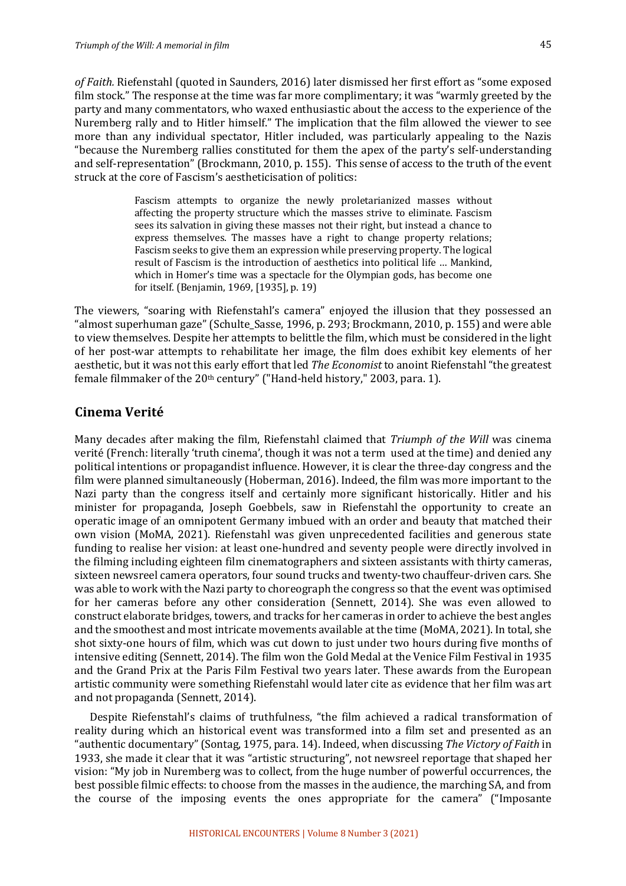*of Faith.* Riefenstahl (quoted in Saunders, 2016) later dismissed her first effort as "some exposed film stock." The response at the time was far more complimentary; it was "warmly greeted by the party and many commentators, who waxed enthusiastic about the access to the experience of the Nuremberg rally and to Hitler himself." The implication that the film allowed the viewer to see more than any individual spectator, Hitler included, was particularly appealing to the Nazis "because the Nuremberg rallies constituted for them the apex of the party's self-understanding and self-representation" (Brockmann, 2010, p. 155). This sense of access to the truth of the event struck at the core of Fascism's aestheticisation of politics:

> Fascism attempts to organize the newly proletarianized masses without affecting the property structure which the masses strive to eliminate. Fascism sees its salvation in giving these masses not their right, but instead a chance to express themselves. The masses have a right to change property relations; Fascism seeks to give them an expression while preserving property. The logical result of Fascism is the introduction of aesthetics into political life … Mankind, which in Homer's time was a spectacle for the Olympian gods, has become one for itself. (Benjamin, 1969, [1935], p. 19)

The viewers, "soaring with Riefenstahl's camera" enjoyed the illusion that they possessed an "almost superhuman gaze" (Schulte_Sasse, 1996, p. 293; Brockmann, 2010, p. 155) and were able to view themselves. Despite her attempts to belittle the film, which must be considered in the light of her post-war attempts to rehabilitate her image, the film does exhibit key elements of her aesthetic, but it was not this early effort that led *The Economist* to anoint Riefenstahl "the greatest female filmmaker of the 20th century" ("Hand-held history," 2003, para. 1).

## Cinema Verité

Many decades after making the film, Riefenstahl claimed that *Triumph of the Will* was cinema verité (French: literally 'truth cinema', though it was not a term used at the time) and denied any political intentions or propagandist influence. However, it is clear the three-day congress and the film were planned simultaneously (Hoberman, 2016). Indeed, the film was more important to the Nazi party than the congress itself and certainly more significant historically. Hitler and his minister for propaganda, Joseph Goebbels, saw in Riefenstahl the opportunity to create an operatic image of an omnipotent Germany imbued with an order and beauty that matched their own vision (MoMA, 2021). Riefenstahl was given unprecedented facilities and generous state funding to realise her vision: at least one-hundred and seventy people were directly involved in the filming including eighteen film cinematographers and sixteen assistants with thirty cameras, sixteen newsreel camera operators, four sound trucks and twenty-two chauffeur-driven cars. She was able to work with the Nazi party to choreograph the congress so that the event was optimised for her cameras before any other consideration (Sennett, 2014). She was even allowed to construct elaborate bridges, towers, and tracks for her cameras in order to achieve the best angles and the smoothest and most intricate movements available at the time (MoMA, 2021). In total, she shot sixty-one hours of film, which was cut down to just under two hours during five months of intensive editing (Sennett, 2014). The film won the Gold Medal at the Venice Film Festival in 1935 and the Grand Prix at the Paris Film Festival two years later. These awards from the European artistic community were something Riefenstahl would later cite as evidence that her film was art and not propaganda (Sennett, 2014).

Despite Riefenstahl's claims of truthfulness, "the film achieved a radical transformation of reality during which an historical event was transformed into a film set and presented as an "authentic documentary" (Sontag, 1975, para. 14). Indeed, when discussing *The Victory of Faith* in 1933, she made it clear that it was "artistic structuring", not newsreel reportage that shaped her vision: "My job in Nuremberg was to collect, from the huge number of powerful occurrences, the best possible filmic effects: to choose from the masses in the audience, the marching SA, and from the course of the imposing events the ones appropriate for the camera" ("Imposante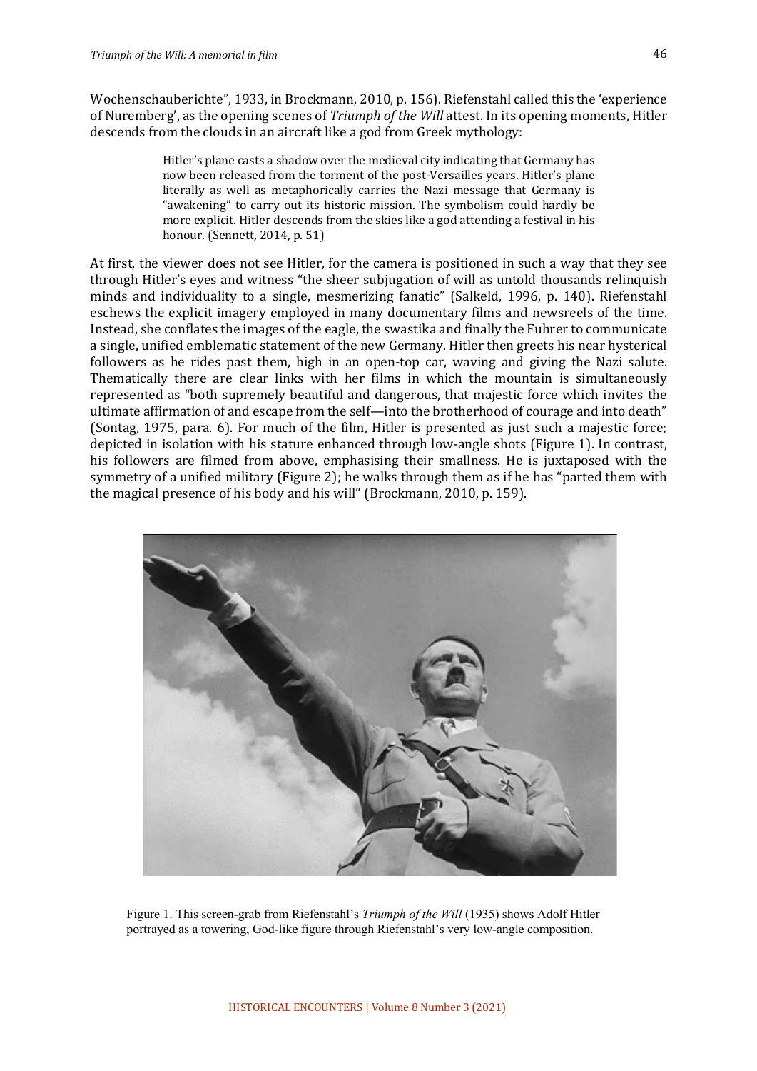Wochenschauberichte", 1933, in Brockmann, 2010, p. 156). Riefenstahl called this the 'experience of Nuremberg', as the opening scenes of *Triumph of the Will* attest. In its opening moments, Hitler descends from the clouds in an aircraft like a god from Greek mythology:

> Hitler's plane casts a shadow over the medieval city indicating that Germany has now been released from the torment of the post-Versailles years. Hitler's plane literally as well as metaphorically carries the Nazi message that Germany is "awakening" to carry out its historic mission. The symbolism could hardly be more explicit. Hitler descends from the skies like a god attending a festival in his honour. (Sennett, 2014, p. 51)

At first, the viewer does not see Hitler, for the camera is positioned in such a way that they see through Hitler's eyes and witness "the sheer subjugation of will as untold thousands relinquish minds and individuality to a single, mesmerizing fanatic" (Salkeld, 1996, p. 140). Riefenstahl eschews the explicit imagery employed in many documentary films and newsreels of the time. Instead, she conflates the images of the eagle, the swastika and finally the Fuhrer to communicate a single, unified emblematic statement of the new Germany. Hitler then greets his near hysterical followers as he rides past them, high in an open-top car, waving and giving the Nazi salute. Thematically there are clear links with her films in which the mountain is simultaneously represented as "both supremely beautiful and dangerous, that majestic force which invites the ultimate affirmation of and escape from the self—into the brotherhood of courage and into death" (Sontag, 1975, para. 6). For much of the film, Hitler is presented as just such a majestic force; depicted in isolation with his stature enhanced through low-angle shots (Figure 1). In contrast, his followers are filmed from above, emphasising their smallness. He is juxtaposed with the symmetry of a unified military (Figure 2); he walks through them as if he has "parted them with the magical presence of his body and his will" (Brockmann, 2010, p. 159).

Figure 1. This screen-grab from Riefenstahl's *Triumph of the Will* (1935) shows Adolf Hitler portrayed as a towering, God-like figure through Riefenstahl's very low-angle composition.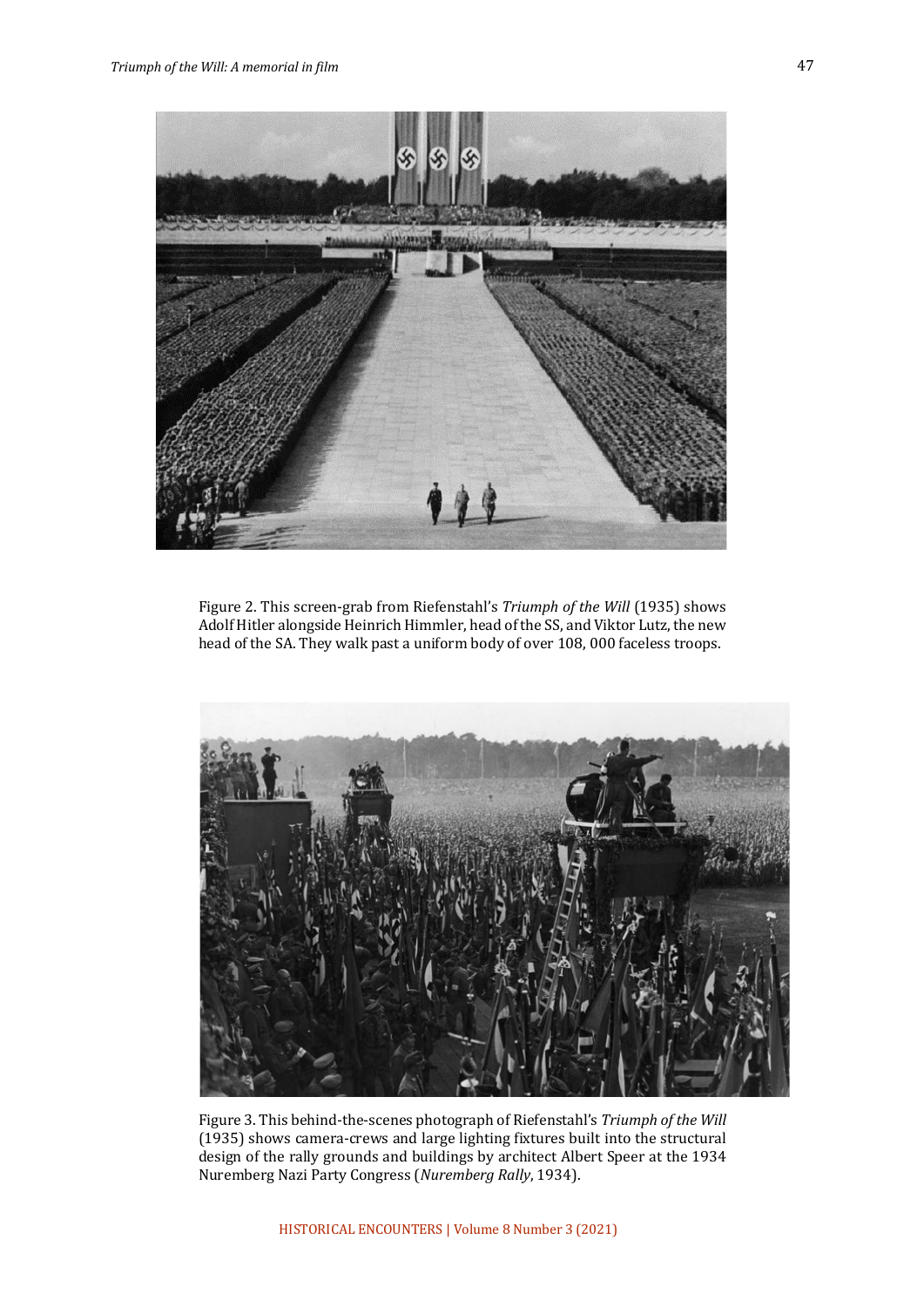Figure 2. This screen-grab from Riefenstahl's *Triumph of the Will* (1935) shows Adolf Hitler alongside Heinrich Himmler, head of the SS, and Viktor Lutz, the new head of the SA. They walk past a uniform body of over 108, 000 faceless troops.

Figure 3. This behind-the-scenes photograph of Riefenstahl's *Triumph of the Will* (1935) shows camera-crews and large lighting fixtures built into the structural design of the rally grounds and buildings by architect Albert Speer at the 1934 Nuremberg Nazi Party Congress (*Nuremberg Rally*, 1934).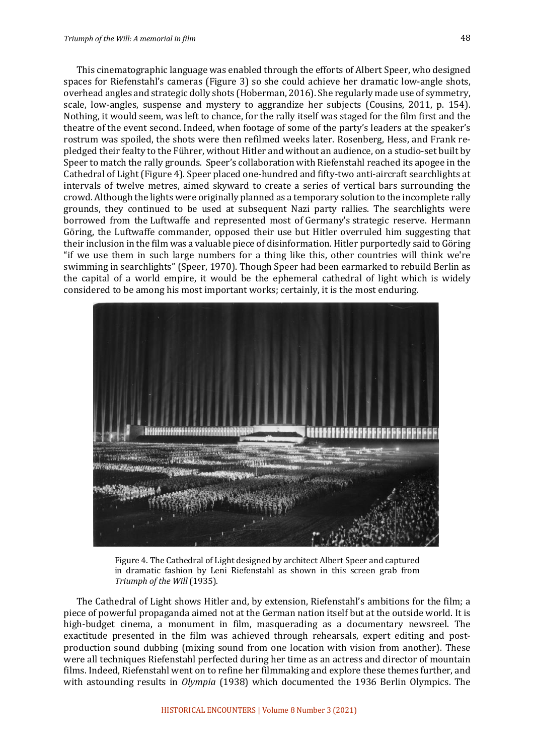This cinematographic language was enabled through the efforts of Albert Speer, who designed spaces for Riefenstahl's cameras (Figure 3) so she could achieve her dramatic low-angle shots, overhead angles and strategic dolly shots (Hoberman, 2016). She regularly made use of symmetry, scale, low-angles, suspense and mystery to aggrandize her subjects (Cousins, 2011, p. 154). Nothing, it would seem, was left to chance, for the rally itself was staged for the film first and the theatre of the event second. Indeed, when footage of some of the party's leaders at the speaker's rostrum was spoiled, the shots were then refilmed weeks later. Rosenberg, Hess, and Frank re-pledged their fealty to the Führer, without Hitler and without an audience, on a studio-set built by Speer to match the rally grounds. Speer's collaboration with Riefenstahl reached its apogee in the Cathedral of Light (Figure 4). Speer placed one-hundred and fifty-two anti-aircraft searchlights at intervals of twelve metres, aimed skyward to create a series of vertical bars surrounding the crowd. Although the lights were originally planned as a temporary solution to the incomplete rally grounds, they continued to be used at subsequent Nazi party rallies. The searchlights were borrowed from the Luftwaffe and represented most of Germany's strategic reserve. Hermann Göring, the Luftwaffe commander, opposed their use but Hitler overruled him suggesting that their inclusion in the film was a valuable piece of disinformation. Hitler purportedly said to Göring "if we use them in such large numbers for a thing like this, other countries will think we're swimming in searchlights" (Speer, 1970). Though Speer had been earmarked to rebuild Berlin as the capital of a world empire, it would be the ephemeral cathedral of light which is widely considered to be among his most important works; certainly, it is the most enduring.

Figure 4. The Cathedral of Light designed by architect Albert Speer and captured in dramatic fashion by Leni Riefenstahl as shown in this screen grab from *Triumph of the Will* (1935).

The Cathedral of Light shows Hitler and, by extension, Riefenstahl's ambitions for the film; a piece of powerful propaganda aimed not at the German nation itself but at the outside world. It is high-budget cinema, a monument in film, masquerading as a documentary newsreel. The exactitude presented in the film was achieved through rehearsals, expert editing and post-production sound dubbing (mixing sound from one location with vision from another). These were all techniques Riefenstahl perfected during her time as an actress and director of mountain films. Indeed, Riefenstahl went on to refine her filmmaking and explore these themes further, and with astounding results in *Olympia* (1938) which documented the 1936 Berlin Olympics. The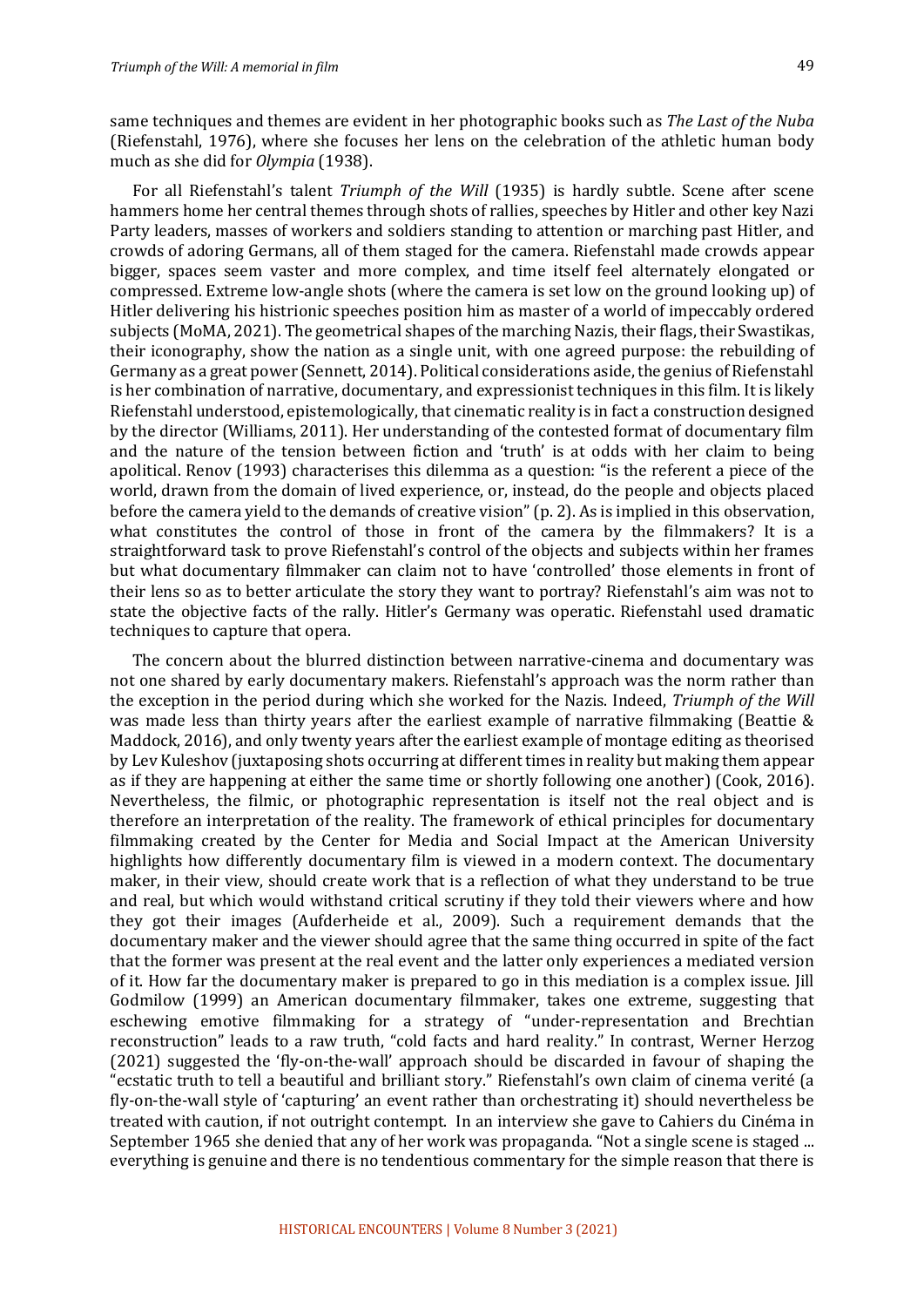same techniques and themes are evident in her photographic books such as *The Last of the Nuba* (Riefenstahl, 1976), where she focuses her lens on the celebration of the athletic human body much as she did for *Olympia* (1938).

For all Riefenstahl's talent *Triumph of the Will* (1935) is hardly subtle. Scene after scene hammers home her central themes through shots of rallies, speeches by Hitler and other key Nazi Party leaders, masses of workers and soldiers standing to attention or marching past Hitler, and crowds of adoring Germans, all of them staged for the camera. Riefenstahl made crowds appear bigger, spaces seem vaster and more complex, and time itself feel alternately elongated or compressed. Extreme low-angle shots (where the camera is set low on the ground looking up) of Hitler delivering his histrionic speeches position him as master of a world of impeccably ordered subjects (MoMA, 2021). The geometrical shapes of the marching Nazis, their flags, their Swastikas, their iconography, show the nation as a single unit, with one agreed purpose: the rebuilding of Germany as a great power (Sennett, 2014). Political considerations aside, the genius of Riefenstahl is her combination of narrative, documentary, and expressionist techniques in this film. It is likely Riefenstahl understood, epistemologically, that cinematic reality is in fact a construction designed by the director (Williams, 2011). Her understanding of the contested format of documentary film and the nature of the tension between fiction and 'truth' is at odds with her claim to being apolitical. Renov (1993) characterises this dilemma as a question: "is the referent a piece of the world, drawn from the domain of lived experience, or, instead, do the people and objects placed before the camera yield to the demands of creative vision" (p. 2). As is implied in this observation, what constitutes the control of those in front of the camera by the filmmakers? It is a straightforward task to prove Riefenstahl's control of the objects and subjects within her frames but what documentary filmmaker can claim not to have 'controlled' those elements in front of their lens so as to better articulate the story they want to portray? Riefenstahl's aim was not to state the objective facts of the rally. Hitler's Germany was operatic. Riefenstahl used dramatic techniques to capture that opera.

The concern about the blurred distinction between narrative-cinema and documentary was not one shared by early documentary makers. Riefenstahl's approach was the norm rather than the exception in the period during which she worked for the Nazis. Indeed, *Triumph of the Will* was made less than thirty years after the earliest example of narrative filmmaking (Beattie & Maddock, 2016), and only twenty years after the earliest example of montage editing as theorised by Lev Kuleshov (juxtaposing shots occurring at different times in reality but making them appear as if they are happening at either the same time or shortly following one another) (Cook, 2016). Nevertheless, the filmic, or photographic representation is itself not the real object and is therefore an interpretation of the reality. The framework of ethical principles for documentary filmmaking created by the Center for Media and Social Impact at the American University highlights how differently documentary film is viewed in a modern context. The documentary maker, in their view, should create work that is a reflection of what they understand to be true and real, but which would withstand critical scrutiny if they told their viewers where and how they got their images (Aufderheide et al., 2009). Such a requirement demands that the documentary maker and the viewer should agree that the same thing occurred in spite of the fact that the former was present at the real event and the latter only experiences a mediated version of it. How far the documentary maker is prepared to go in this mediation is a complex issue. Jill Godmilow (1999) an American documentary filmmaker, takes one extreme, suggesting that eschewing emotive filmmaking for a strategy of "under-representation and Brechtian reconstruction" leads to a raw truth, "cold facts and hard reality." In contrast, Werner Herzog (2021) suggested the 'fly-on-the-wall' approach should be discarded in favour of shaping the "ecstatic truth to tell a beautiful and brilliant story." Riefenstahl's own claim of cinema verité (a fly-on-the-wall style of 'capturing' an event rather than orchestrating it) should nevertheless be treated with caution, if not outright contempt. In an interview she gave to Cahiers du Cinéma in September 1965 she denied that any of her work was propaganda. "Not a single scene is staged ... everything is genuine and there is no tendentious commentary for the simple reason that there is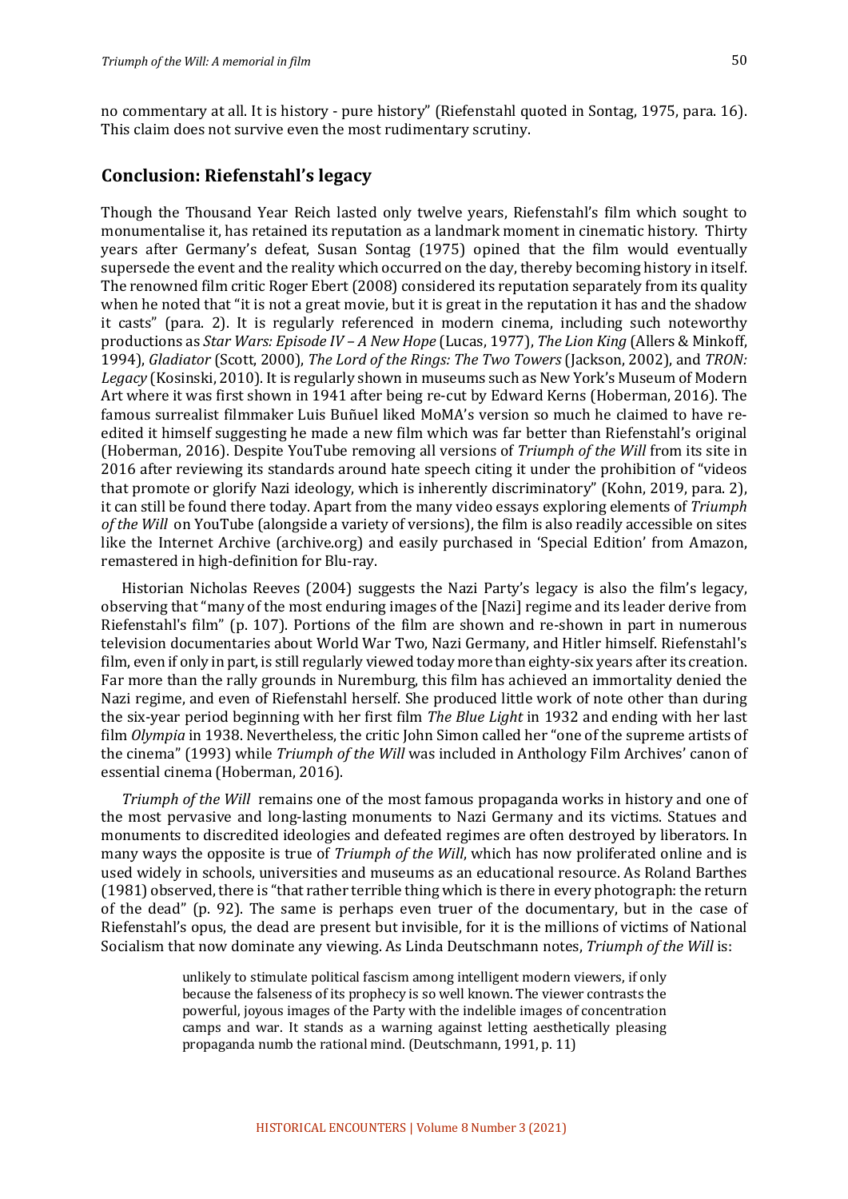no commentary at all. It is history - pure history" (Riefenstahl quoted in Sontag, 1975, para. 16). This claim does not survive even the most rudimentary scrutiny.

## Conclusion: Riefenstahl's legacy

Though the Thousand Year Reich lasted only twelve years, Riefenstahl's film which sought to monumentalise it, has retained its reputation as a landmark moment in cinematic history. Thirty years after Germany's defeat, Susan Sontag (1975) opined that the film would eventually supersede the event and the reality which occurred on the day, thereby becoming history in itself. The renowned film critic Roger Ebert (2008) considered its reputation separately from its quality when he noted that "it is not a great movie, but it is great in the reputation it has and the shadow it casts" (para. 2). It is regularly referenced in modern cinema, including such noteworthy productions as *Star Wars: Episode IV – A New Hope* (Lucas, 1977), *The Lion King* (Allers & Minkoff, 1994), *Gladiator* (Scott, 2000), *The Lord of the Rings: The Two Towers* (Jackson, 2002), and *TRON: Legacy* (Kosinski, 2010). It is regularly shown in museums such as New York's Museum of Modern Art where it was first shown in 1941 after being re-cut by Edward Kerns (Hoberman, 2016). The famous surrealist filmmaker Luis Buñuel liked MoMA's version so much he claimed to have re-edited it himself suggesting he made a new film which was far better than Riefenstahl's original (Hoberman, 2016). Despite YouTube removing all versions of *Triumph of the Will* from its site in 2016 after reviewing its standards around hate speech citing it under the prohibition of "videos that promote or glorify Nazi ideology, which is inherently discriminatory" (Kohn, 2019, para. 2), it can still be found there today. Apart from the many video essays exploring elements of *Triumph of the Will* on YouTube (alongside a variety of versions), the film is also readily accessible on sites like the Internet Archive (archive.org) and easily purchased in 'Special Edition' from Amazon, remastered in high-definition for Blu-ray.

Historian Nicholas Reeves (2004) suggests the Nazi Party's legacy is also the film's legacy, observing that "many of the most enduring images of the [Nazi] regime and its leader derive from Riefenstahl's film" (p. 107). Portions of the film are shown and re-shown in part in numerous television documentaries about World War Two, Nazi Germany, and Hitler himself. Riefenstahl's film, even if only in part, is still regularly viewed today more than eighty-six years after its creation. Far more than the rally grounds in Nuremburg, this film has achieved an immortality denied the Nazi regime, and even of Riefenstahl herself. She produced little work of note other than during the six-year period beginning with her first film *The Blue Light* in 1932 and ending with her last film *Olympia* in 1938. Nevertheless, the critic John Simon called her "one of the supreme artists of the cinema" (1993) while *Triumph of the Will* was included in Anthology Film Archives' canon of essential cinema (Hoberman, 2016).

*Triumph of the Will* remains one of the most famous propaganda works in history and one of the most pervasive and long-lasting monuments to Nazi Germany and its victims. Statues and monuments to discredited ideologies and defeated regimes are often destroyed by liberators. In many ways the opposite is true of *Triumph of the Will*, which has now proliferated online and is used widely in schools, universities and museums as an educational resource. As Roland Barthes (1981) observed, there is "that rather terrible thing which is there in every photograph: the return of the dead" (p. 92). The same is perhaps even truer of the documentary, but in the case of Riefenstahl's opus, the dead are present but invisible, for it is the millions of victims of National Socialism that now dominate any viewing. As Linda Deutschmann notes, *Triumph of the Will* is:

> unlikely to stimulate political fascism among intelligent modern viewers, if only because the falseness of its prophecy is so well known. The viewer contrasts the powerful, joyous images of the Party with the indelible images of concentration camps and war. It stands as a warning against letting aesthetically pleasing propaganda numb the rational mind. (Deutschmann, 1991, p. 11)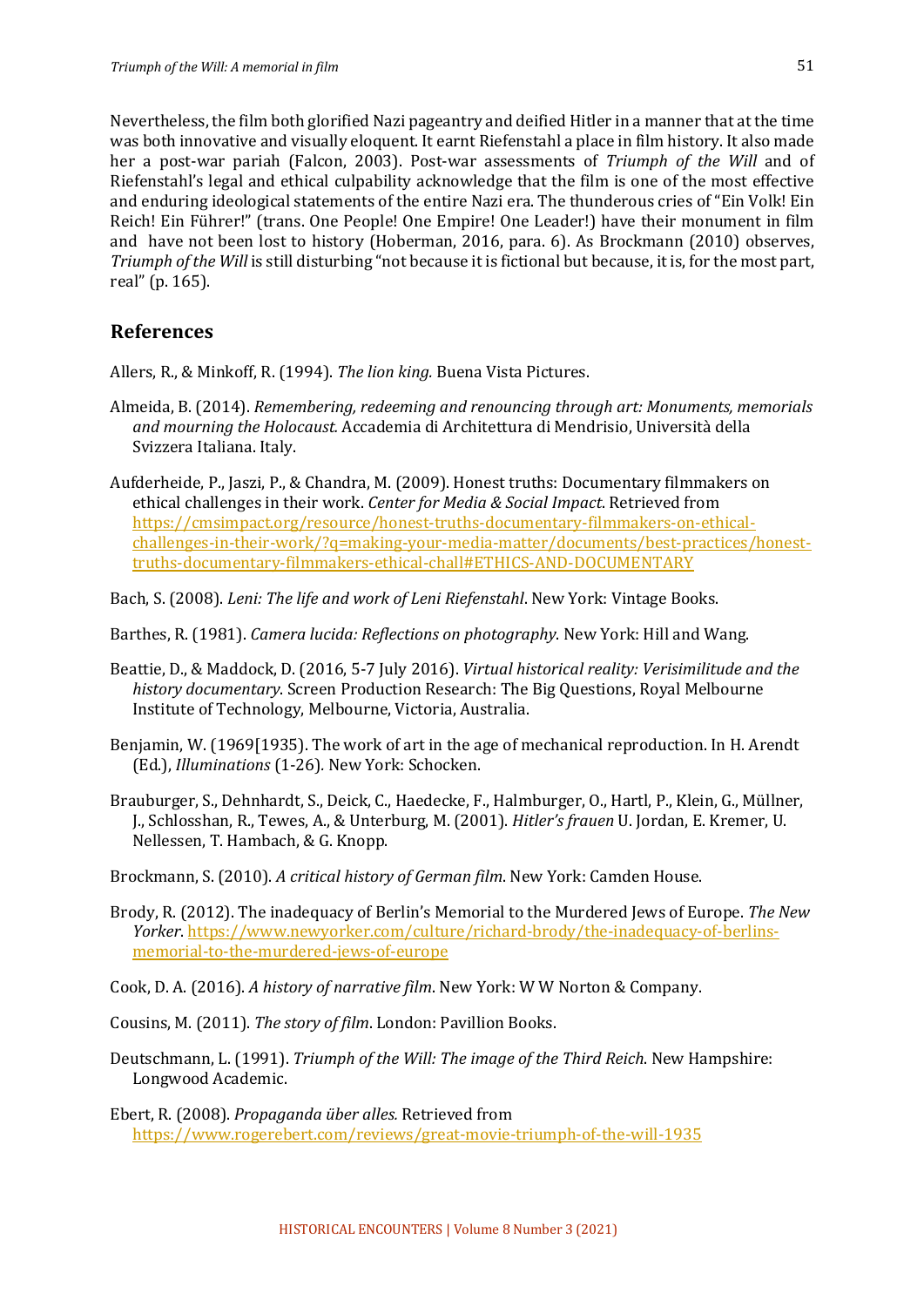Nevertheless, the film both glorified Nazi pageantry and deified Hitler in a manner that at the time was both innovative and visually eloquent. It earnt Riefenstahl a place in film history. It also made her a post-war pariah (Falcon, 2003). Post-war assessments of *Triumph of the Will* and of Riefenstahl's legal and ethical culpability acknowledge that the film is one of the most effective and enduring ideological statements of the entire Nazi era. The thunderous cries of "Ein Volk! Ein Reich! Ein Führer!" (trans. One People! One Empire! One Leader!) have their monument in film and have not been lost to history (Hoberman, 2016, para. 6). As Brockmann (2010) observes, *Triumph of the Will* is still disturbing "not because it is fictional but because, it is, for the most part, real" (p. 165).

## References

Allers, R., & Minkoff, R. (1994). *The lion king.* Buena Vista Pictures.

Almeida, B. (2014). *Remembering, redeeming and renouncing through art: Monuments, memorials and mourning the Holocaust.* Accademia di Architettura di Mendrisio, Università della Svizzera Italiana. Italy.

Aufderheide, P., Jaszi, P., & Chandra, M. (2009). Honest truths: Documentary filmmakers on ethical challenges in their work. *Center for Media & Social Impact*. Retrieved from https://cmsimpact.org/resource/honest-truths-documentary-filmmakers-on-ethical-challenges-in-their-work/?q=making-your-media-matter/documents/best-practices/honest-truths-documentary-filmmakers-ethical-chall#ETHICS-AND-DOCUMENTARY

Bach, S. (2008). *Leni: The life and work of Leni Riefenstahl*. New York: Vintage Books.

Barthes, R. (1981). *Camera lucida: Reflections on photography*. New York: Hill and Wang.

Beattie, D., & Maddock, D. (2016, 5-7 July 2016). *Virtual historical reality: Verisimilitude and the history documentary*. Screen Production Research: The Big Questions, Royal Melbourne Institute of Technology, Melbourne, Victoria, Australia.

Benjamin, W. (1969[1935). The work of art in the age of mechanical reproduction. In H. Arendt (Ed.), *Illuminations* (1-26). New York: Schocken.

Brauburger, S., Dehnhardt, S., Deick, C., Haedecke, F., Halmburger, O., Hartl, P., Klein, G., Müllner, J., Schlosshan, R., Tewes, A., & Unterburg, M. (2001). *Hitler's frauen* U. Jordan, E. Kremer, U. Nellessen, T. Hambach, & G. Knopp.

Brockmann, S. (2010). *A critical history of German film*. New York: Camden House.

Brody, R. (2012). The inadequacy of Berlin's Memorial to the Murdered Jews of Europe. *The New Yorker*. https://www.newyorker.com/culture/richard-brody/the-inadequacy-of-berlins-memorial-to-the-murdered-jews-of-europe

Cook, D. A. (2016). *A history of narrative film*. New York: W W Norton & Company.

Cousins, M. (2011). *The story of film*. London: Pavillion Books.

Deutschmann, L. (1991). *Triumph of the Will: The image of the Third Reich*. New Hampshire: Longwood Academic.

Ebert, R. (2008). *Propaganda über alles.* Retrieved from https://www.rogerebert.com/reviews/great-movie-triumph-of-the-will-1935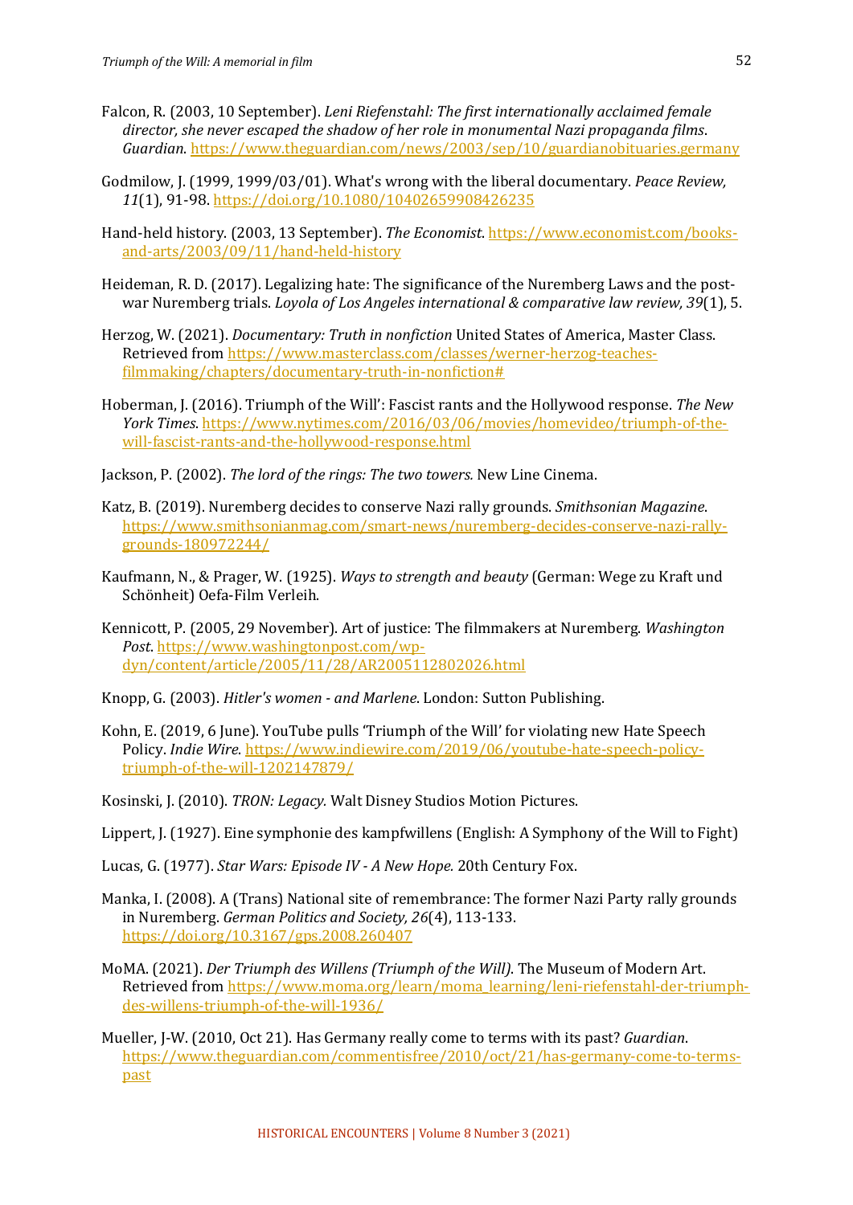Falcon, R. (2003, 10 September). *Leni Riefenstahl: The first internationally acclaimed female director, she never escaped the shadow of her role in monumental Nazi propaganda films*. *Guardian*. https://www.theguardian.com/news/2003/sep/10/guardianobituaries.germany

Godmilow, J. (1999, 1999/03/01). What's wrong with the liberal documentary. *Peace Review, 11*(1), 91-98. https://doi.org/10.1080/10402659908426235

Hand-held history. (2003, 13 September). *The Economist*. https://www.economist.com/books-and-arts/2003/09/11/hand-held-history

Heideman, R. D. (2017). Legalizing hate: The significance of the Nuremberg Laws and the post-war Nuremberg trials. *Loyola of Los Angeles international & comparative law review, 39*(1), 5.

Herzog, W. (2021). *Documentary: Truth in nonfiction* United States of America, Master Class. Retrieved from https://www.masterclass.com/classes/werner-herzog-teaches-filmmaking/chapters/documentary-truth-in-nonfiction#

Hoberman, J. (2016). Triumph of the Will': Fascist rants and the Hollywood response. *The New York Times*. https://www.nytimes.com/2016/03/06/movies/homevideo/triumph-of-the-will-fascist-rants-and-the-hollywood-response.html

Jackson, P. (2002). *The lord of the rings: The two towers.* New Line Cinema.

Katz, B. (2019). Nuremberg decides to conserve Nazi rally grounds. *Smithsonian Magazine*. https://www.smithsonianmag.com/smart-news/nuremberg-decides-conserve-nazi-rally-grounds-180972244/

Kaufmann, N., & Prager, W. (1925). *Ways to strength and beauty* (German: Wege zu Kraft und Schönheit) Oefa-Film Verleih.

Kennicott, P. (2005, 29 November). Art of justice: The filmmakers at Nuremberg. *Washington Post*. https://www.washingtonpost.com/wp-dyn/content/article/2005/11/28/AR2005112802026.html

Knopp, G. (2003). *Hitler's women - and Marlene*. London: Sutton Publishing.

Kohn, E. (2019, 6 June). YouTube pulls 'Triumph of the Will' for violating new Hate Speech Policy. *Indie Wire*. https://www.indiewire.com/2019/06/youtube-hate-speech-policy-triumph-of-the-will-1202147879/

Kosinski, J. (2010). *TRON: Legacy*. Walt Disney Studios Motion Pictures.

Lippert, J. (1927). Eine symphonie des kampfwillens (English: A Symphony of the Will to Fight)

Lucas, G. (1977). *Star Wars: Episode IV - A New Hope.* 20th Century Fox.

Manka, I. (2008). A (Trans) National site of remembrance: The former Nazi Party rally grounds in Nuremberg. *German Politics and Society, 26*(4), 113-133. https://doi.org/10.3167/gps.2008.260407

MoMA. (2021). *Der Triumph des Willens (Triumph of the Will)*. The Museum of Modern Art. Retrieved from https://www.moma.org/learn/moma_learning/leni-riefenstahl-der-triumph-des-willens-triumph-of-the-will-1936/

Mueller, J-W. (2010, Oct 21). Has Germany really come to terms with its past? *Guardian*. https://www.theguardian.com/commentisfree/2010/oct/21/has-germany-come-to-terms-past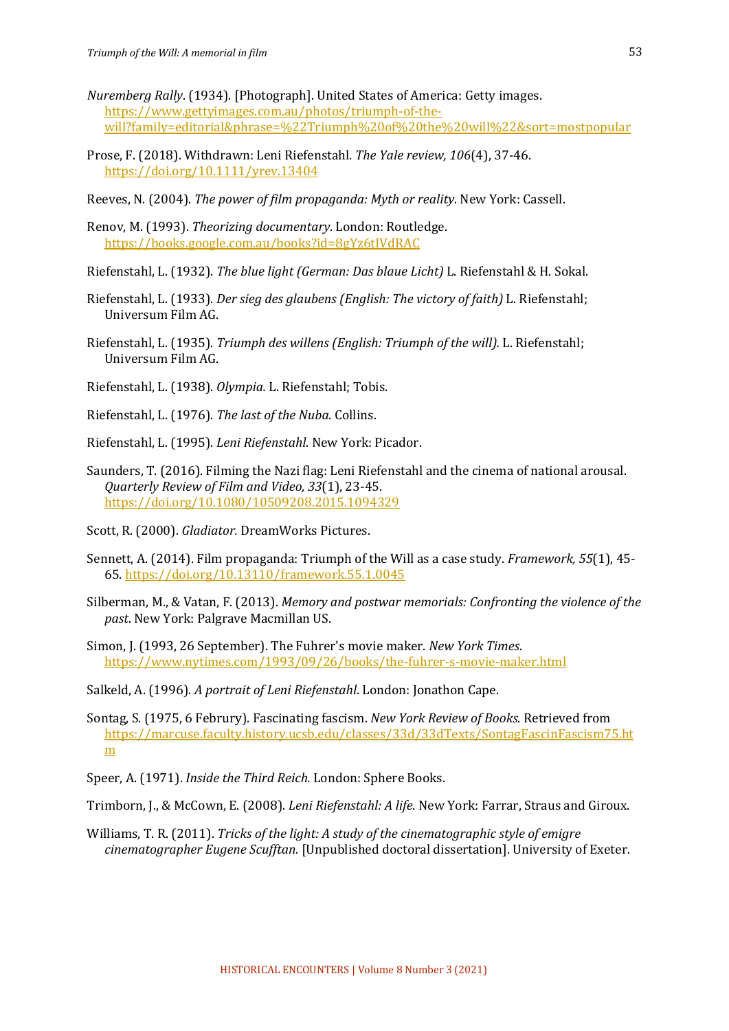*Nuremberg Rally*. (1934). [Photograph]. United States of America: Getty images. https://www.gettyimages.com.au/photos/triumph-of-the-will?family=editorial&phrase=%22Triumph%20of%20the%20will%22&sort=mostpopular

Prose, F. (2018). Withdrawn: Leni Riefenstahl. *The Yale review, 106*(4), 37-46. https://doi.org/10.1111/yrev.13404

Reeves, N. (2004). *The power of film propaganda: Myth or reality*. New York: Cassell.

Renov, M. (1993). *Theorizing documentary*. London: Routledge. https://books.google.com.au/books?id=8gYz6tIVdRAC

Riefenstahl, L. (1932). *The blue light (German: Das blaue Licht)* L. Riefenstahl & H. Sokal.

Riefenstahl, L. (1933). *Der sieg des glaubens (English: The victory of faith)* L. Riefenstahl; Universum Film AG.

Riefenstahl, L. (1935). *Triumph des willens (English: Triumph of the will).* L. Riefenstahl; Universum Film AG.

Riefenstahl, L. (1938). *Olympia.* L. Riefenstahl; Tobis.

Riefenstahl, L. (1976). *The last of the Nuba*. Collins.

Riefenstahl, L. (1995). *Leni Riefenstahl*. New York: Picador.

Saunders, T. (2016). Filming the Nazi flag: Leni Riefenstahl and the cinema of national arousal. *Quarterly Review of Film and Video, 33*(1), 23-45. https://doi.org/10.1080/10509208.2015.1094329

Scott, R. (2000). *Gladiator.* DreamWorks Pictures.

Sennett, A. (2014). Film propaganda: Triumph of the Will as a case study. *Framework, 55*(1), 45-65. https://doi.org/10.13110/framework.55.1.0045

Silberman, M., & Vatan, F. (2013). *Memory and postwar memorials: Confronting the violence of the past*. New York: Palgrave Macmillan US.

Simon, J. (1993, 26 September). The Fuhrer's movie maker. *New York Times*. https://www.nytimes.com/1993/09/26/books/the-fuhrer-s-movie-maker.html

Salkeld, A. (1996). *A portrait of Leni Riefenstahl*. London: Jonathon Cape.

Sontag, S. (1975, 6 Februry). Fascinating fascism. *New York Review of Books*. Retrieved from https://marcuse.faculty.history.ucsb.edu/classes/33d/33dTexts/SontagFascinFascism75.htm

Speer, A. (1971). *Inside the Third Reich.* London: Sphere Books.

Trimborn, J., & McCown, E. (2008). *Leni Riefenstahl: A life*. New York: Farrar, Straus and Giroux.

Williams, T. R. (2011). *Tricks of the light: A study of the cinematographic style of emigre cinematographer Eugene Scufftan*. [Unpublished doctoral dissertation]. University of Exeter.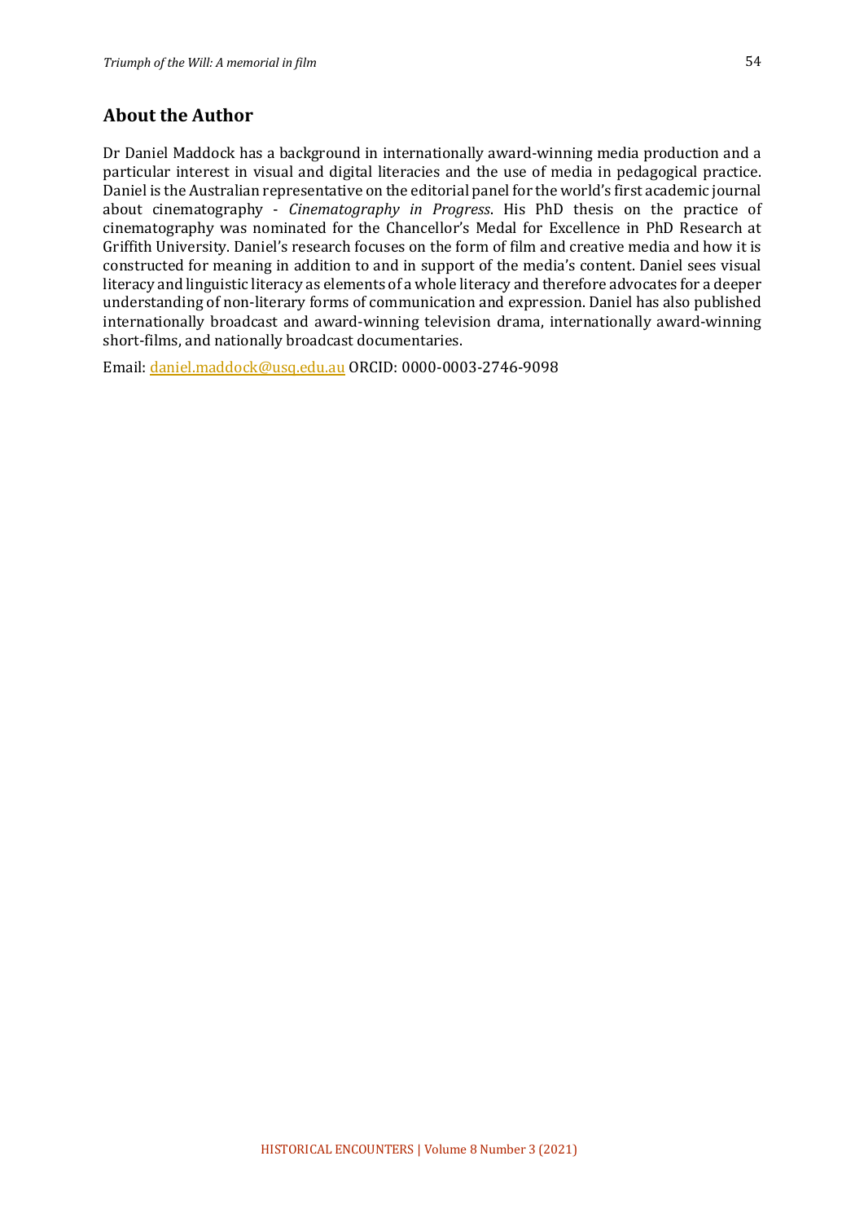## About the Author

Dr Daniel Maddock has a background in internationally award-winning media production and a particular interest in visual and digital literacies and the use of media in pedagogical practice. Daniel is the Australian representative on the editorial panel for the world's first academic journal about cinematography - *Cinematography in Progress*. His PhD thesis on the practice of cinematography was nominated for the Chancellor's Medal for Excellence in PhD Research at Griffith University. Daniel's research focuses on the form of film and creative media and how it is constructed for meaning in addition to and in support of the media's content. Daniel sees visual literacy and linguistic literacy as elements of a whole literacy and therefore advocates for a deeper understanding of non-literary forms of communication and expression. Daniel has also published internationally broadcast and award-winning television drama, internationally award-winning short-films, and nationally broadcast documentaries.

Email: daniel.maddock@usq.edu.au ORCID: 0000-0003-2746-9098